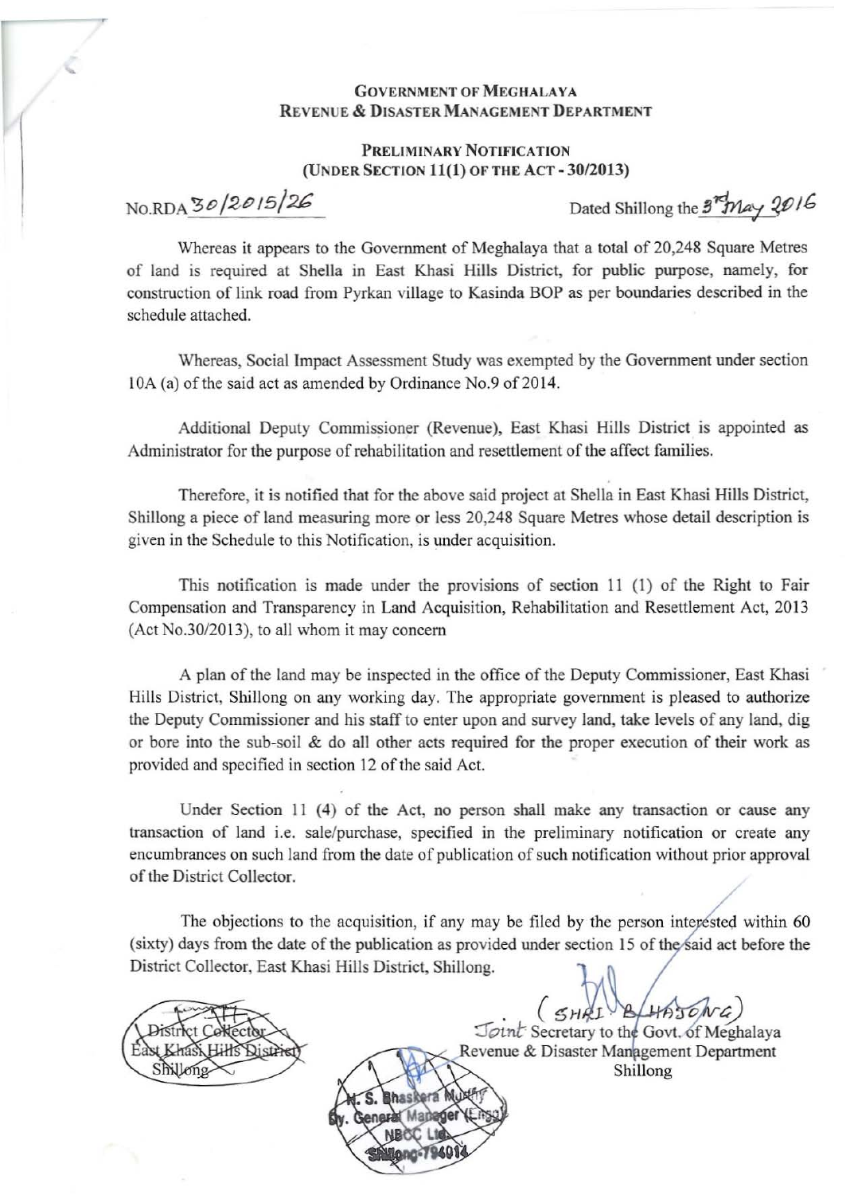**GOVERNMENT OF MEGHALAYA**
**REVENUE & DISASTER MANAGEMENT DEPARTMENT**

**PRELIMINARY NOTIFICATION**
**(UNDER SECTION 11(1) OF THE ACT - 30/2013)**

No.RDA 30/2015/26 Dated Shillong the 3rd May 2016

Whereas it appears to the Government of Meghalaya that a total of 20,248 Square Metres of land is required at Shella in East Khasi Hills District, for public purpose, namely, for construction of link road from Pyrkan village to Kasinda BOP as per boundaries described in the schedule attached.

Whereas, Social Impact Assessment Study was exempted by the Government under section 10A (a) of the said act as amended by Ordinance No.9 of 2014.

Additional Deputy Commissioner (Revenue), East Khasi Hills District is appointed as Administrator for the purpose of rehabilitation and resettlement of the affect families.

Therefore, it is notified that for the above said project at Shella in East Khasi Hills District, Shillong a piece of land measuring more or less 20,248 Square Metres whose detail description is given in the Schedule to this Notification, is under acquisition.

This notification is made under the provisions of section 11 (1) of the Right to Fair Compensation and Transparency in Land Acquisition, Rehabilitation and Resettlement Act, 2013 (Act No.30/2013), to all whom it may concern

A plan of the land may be inspected in the office of the Deputy Commissioner, East Khasi Hills District, Shillong on any working day. The appropriate government is pleased to authorize the Deputy Commissioner and his staff to enter upon and survey land, take levels of any land, dig or bore into the sub-soil & do all other acts required for the proper execution of their work as provided and specified in section 12 of the said Act.

Under Section 11 (4) of the Act, no person shall make any transaction or cause any transaction of land i.e. sale/purchase, specified in the preliminary notification or create any encumbrances on such land from the date of publication of such notification without prior approval of the District Collector.

The objections to the acquisition, if any may be filed by the person interested within 60 (sixty) days from the date of the publication as provided under section 15 of the said act before the District Collector, East Khasi Hills District, Shillong.

District Collector
East Khasi Hills District
Shillong

N. S. Bhaskera Murthy
Dy. General Manager (Engg)
NBCC Ltd.
Shillong-793014

( SHRI B. HASONG )
Joint Secretary to the Govt. of Meghalaya
Revenue & Disaster Management Department
Shillong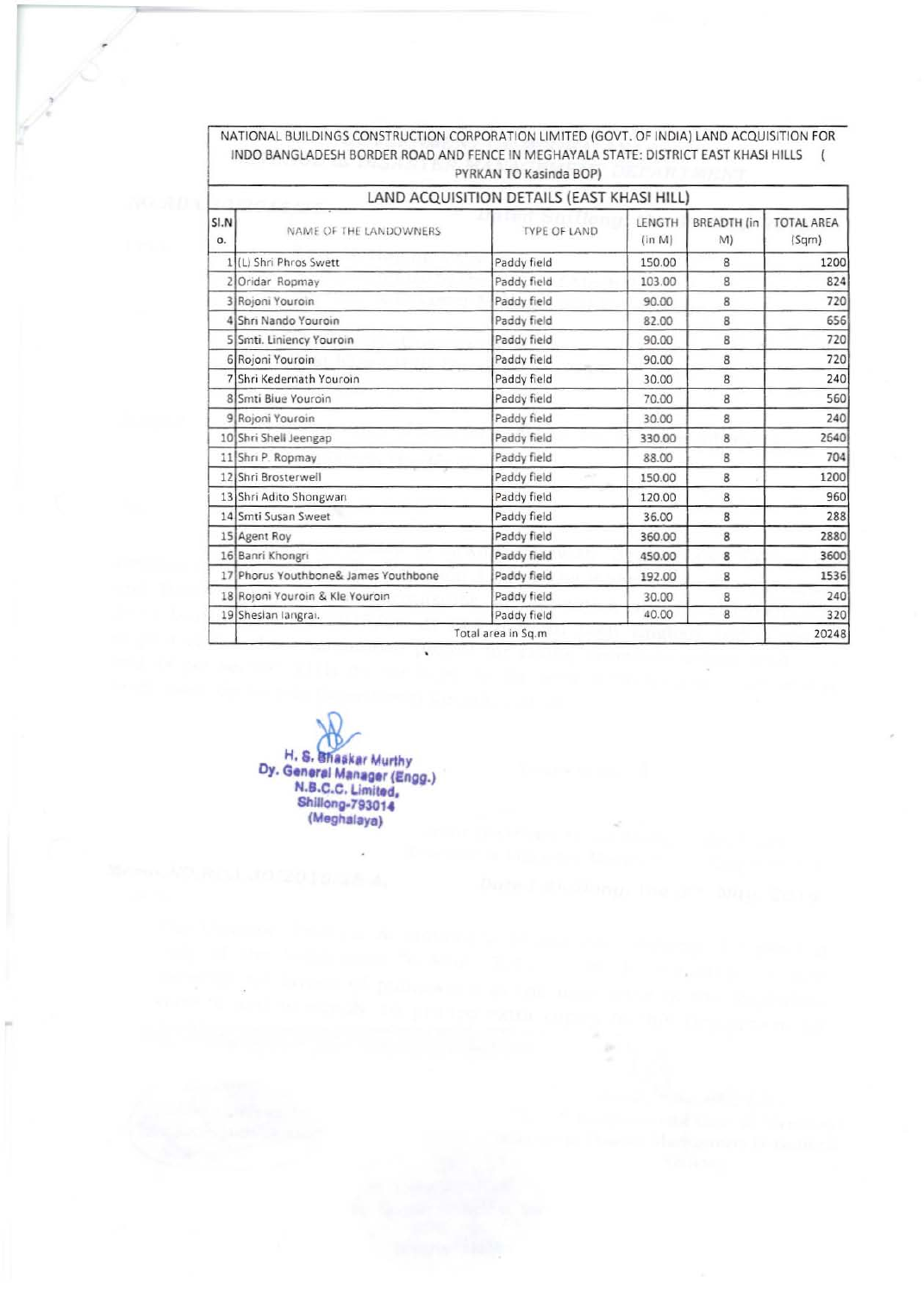NATIONAL BUILDINGS CONSTRUCTION CORPORATION LIMITED (GOVT. OF INDIA) LAND ACQUISITION FOR INDO BANGLADESH BORDER ROAD AND FENCE IN MEGHAYALA STATE: DISTRICT EAST KHASI HILLS ( PYRKAN TO Kasinda BOP)

## LAND ACQUISITION DETAILS (EAST KHASI HILL)

| Sl.No. | NAME OF THE LANDOWNERS | TYPE OF LAND | LENGTH (in M) | BREADTH (in M) | TOTAL AREA (Sqm) |
|---|---|---|---|---|---|
| 1 | (L) Shri Phros Swett | Paddy field | 150.00 | 8 | 1200 |
| 2 | Oridar Ropmay | Paddy field | 103.00 | 8 | 824 |
| 3 | Rojoni Youroin | Paddy field | 90.00 | 8 | 720 |
| 4 | Shri Nando Youroin | Paddy field | 82.00 | 8 | 656 |
| 5 | Smti. Liniency Youroin | Paddy field | 90.00 | 8 | 720 |
| 6 | Rojoni Youroin | Paddy field | 90.00 | 8 | 720 |
| 7 | Shri Kedernath Youroin | Paddy field | 30.00 | 8 | 240 |
| 8 | Smti Blue Youroin | Paddy field | 70.00 | 8 | 560 |
| 9 | Rojoni Youroin | Paddy field | 30.00 | 8 | 240 |
| 10 | Shri Shell Jeengap | Paddy field | 330.00 | 8 | 2640 |
| 11 | Shri P. Ropmay | Paddy field | 88.00 | 8 | 704 |
| 12 | Shri Brosterwell | Paddy field | 150.00 | 8 | 1200 |
| 13 | Shri Adito Shongwan | Paddy field | 120.00 | 8 | 960 |
| 14 | Smti Susan Sweet | Paddy field | 36.00 | 8 | 288 |
| 15 | Agent Roy | Paddy field | 360.00 | 8 | 2880 |
| 16 | Banri Khongri | Paddy field | 450.00 | 8 | 3600 |
| 17 | Phorus Youthbone& James Youthbone | Paddy field | 192.00 | 8 | 1536 |
| 18 | Rojoni Youroin & Kle Youroin | Paddy field | 30.00 | 8 | 240 |
| 19 | Sheslan langrai. | Paddy field | 40.00 | 8 | 320 |
| | Total area in Sq.m | | | | 20248 |

H. S. Bhaskar Murthy
Dy. General Manager (Engg.)
N.B.C.C. Limited,
Shillong-793014
(Meghalaya)